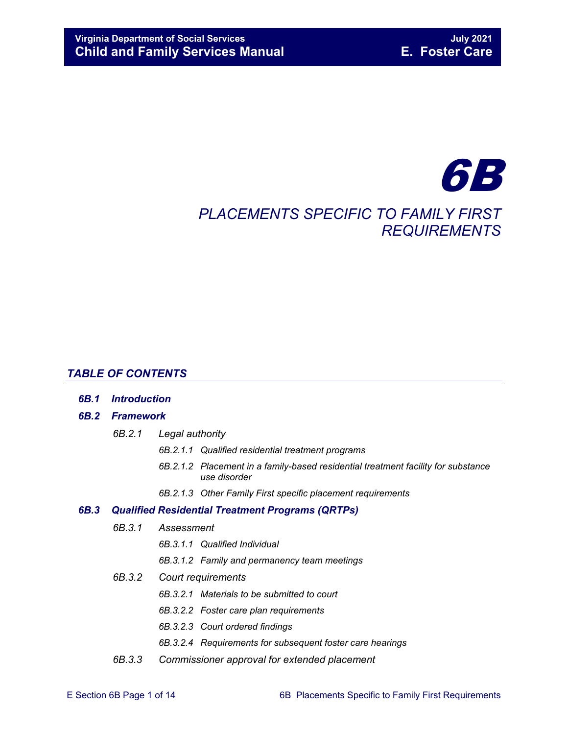# 6B

## PLACEMENTS SPECIFIC TO FAMILY FIRST REQUIREMENTS

## TABLE OF CONTENTS

**6B.1 Introduction**

**6B.2 Framework**

- 6B.2.1 Legal authority
  - 6B.2.1.1 Qualified residential treatment programs
  - 6B.2.1.2 Placement in a family-based residential treatment facility for substance use disorder
  - 6B.2.1.3 Other Family First specific placement requirements

**6B.3 Qualified Residential Treatment Programs (QRTPs)**

- 6B.3.1 Assessment
  - 6B.3.1.1 Qualified Individual
  - 6B.3.1.2 Family and permanency team meetings
- 6B.3.2 Court requirements
  - 6B.3.2.1 Materials to be submitted to court
  - 6B.3.2.2 Foster care plan requirements
  - 6B.3.2.3 Court ordered findings
  - 6B.3.2.4 Requirements for subsequent foster care hearings
- 6B.3.3 Commissioner approval for extended placement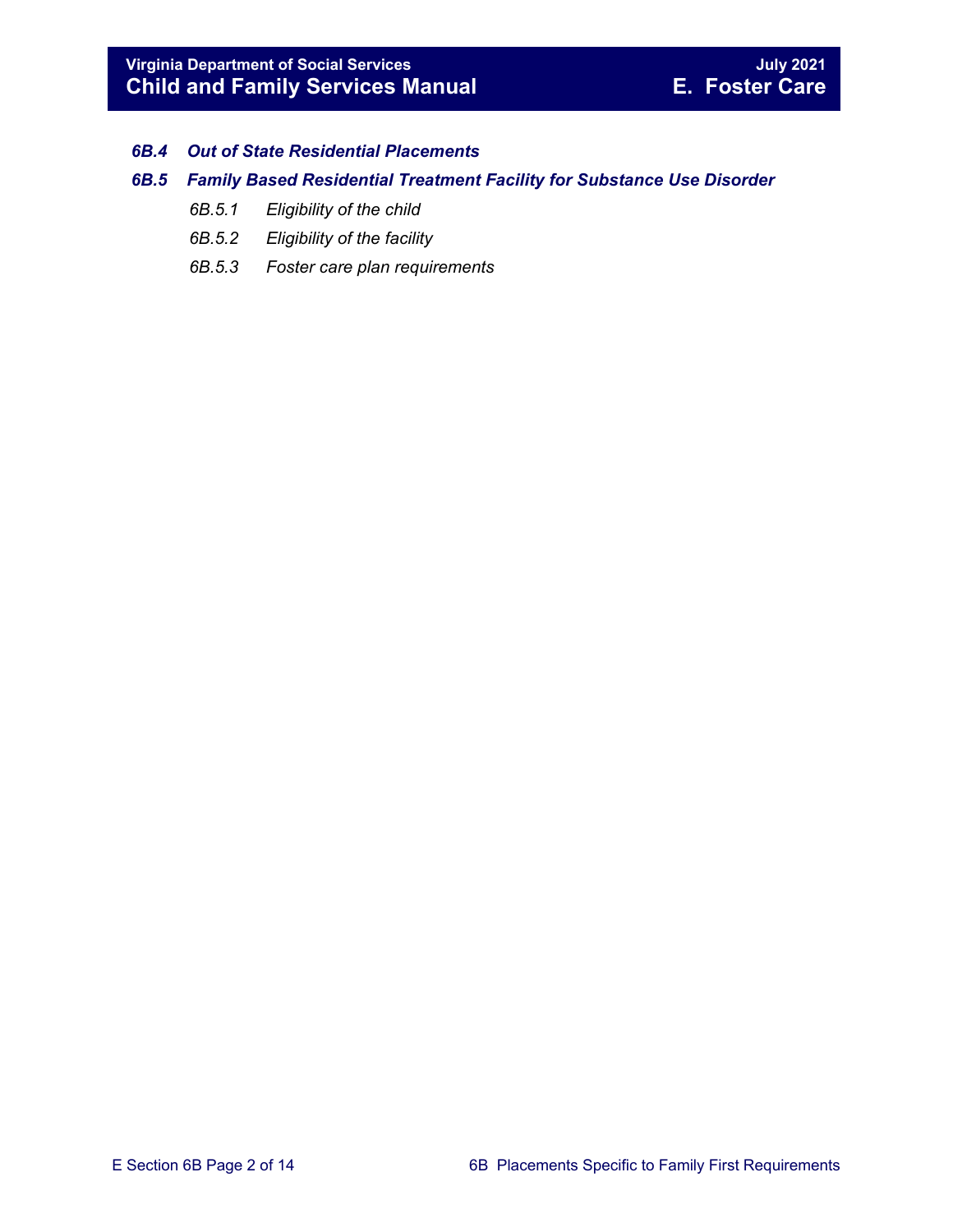*6B.4 Out of State Residential Placements*

*6B.5 Family Based Residential Treatment Facility for Substance Use Disorder*

- *6B.5.1 Eligibility of the child*
- *6B.5.2 Eligibility of the facility*
- *6B.5.3 Foster care plan requirements*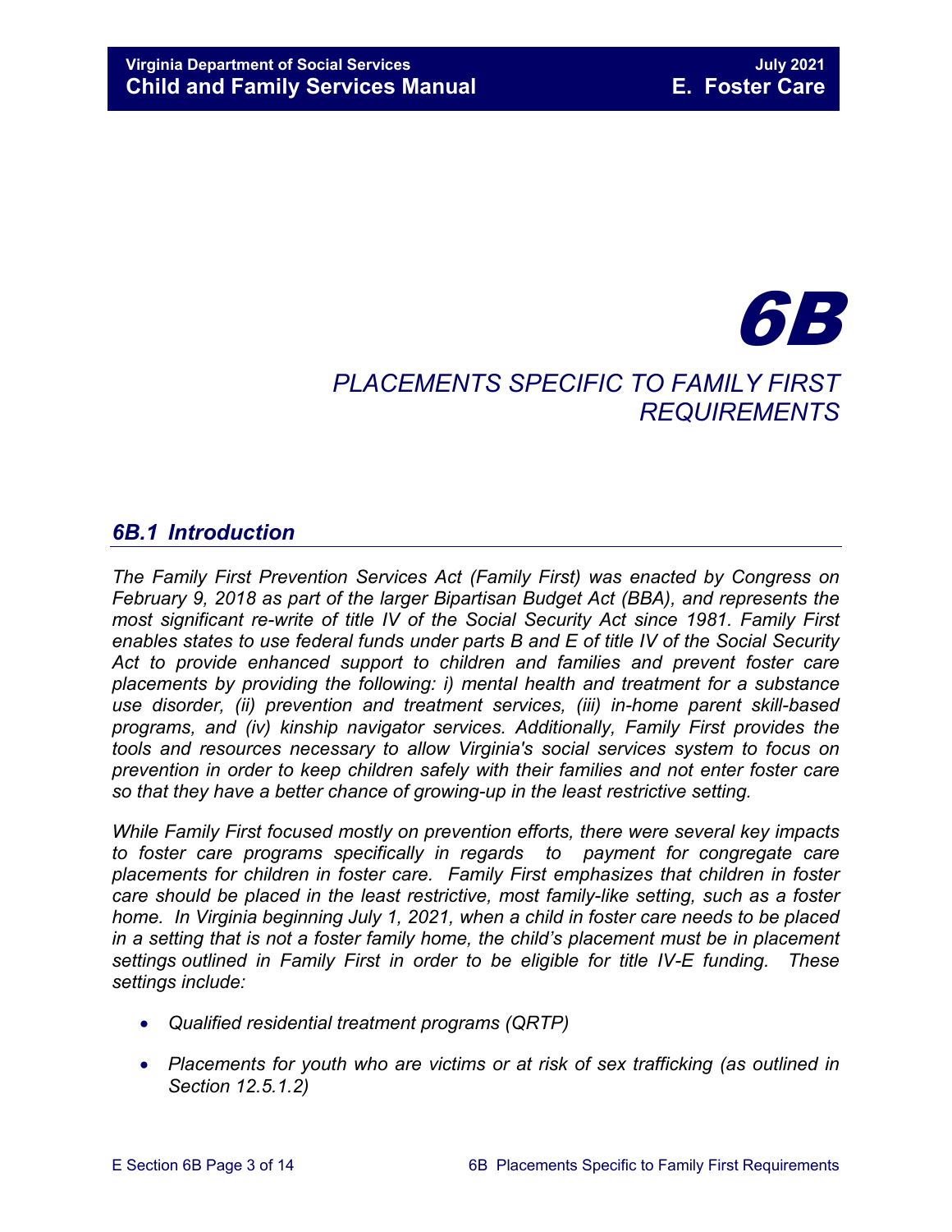# 6B

## PLACEMENTS SPECIFIC TO FAMILY FIRST REQUIREMENTS

### 6B.1 Introduction

*The Family First Prevention Services Act (Family First) was enacted by Congress on February 9, 2018 as part of the larger Bipartisan Budget Act (BBA), and represents the most significant re-write of title IV of the Social Security Act since 1981. Family First enables states to use federal funds under parts B and E of title IV of the Social Security Act to provide enhanced support to children and families and prevent foster care placements by providing the following: i) mental health and treatment for a substance use disorder, (ii) prevention and treatment services, (iii) in-home parent skill-based programs, and (iv) kinship navigator services. Additionally, Family First provides the tools and resources necessary to allow Virginia's social services system to focus on prevention in order to keep children safely with their families and not enter foster care so that they have a better chance of growing-up in the least restrictive setting.*

*While Family First focused mostly on prevention efforts, there were several key impacts to foster care programs specifically in regards to payment for congregate care placements for children in foster care. Family First emphasizes that children in foster care should be placed in the least restrictive, most family-like setting, such as a foster home. In Virginia beginning July 1, 2021, when a child in foster care needs to be placed in a setting that is not a foster family home, the child's placement must be in placement settings outlined in Family First in order to be eligible for title IV-E funding. These settings include:*

- *Qualified residential treatment programs (QRTP)*
- *Placements for youth who are victims or at risk of sex trafficking (as outlined in Section 12.5.1.2)*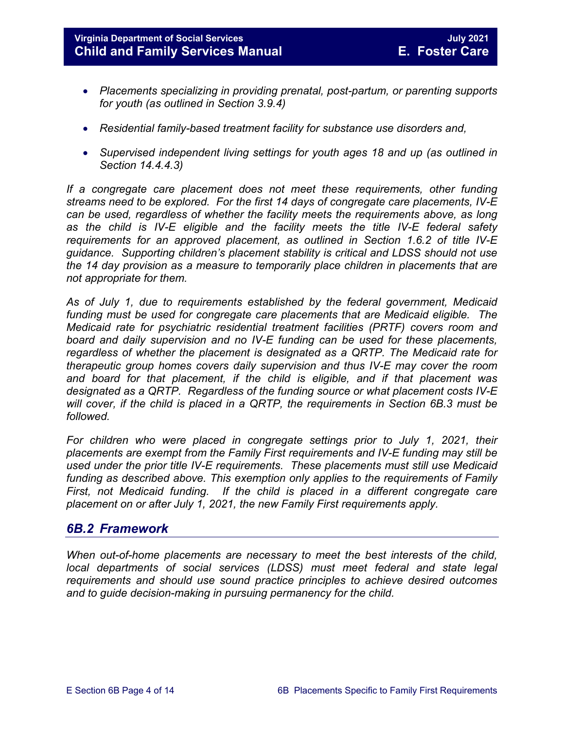- *Placements specializing in providing prenatal, post-partum, or parenting supports for youth (as outlined in Section 3.9.4)*

- *Residential family-based treatment facility for substance use disorders and,*

- *Supervised independent living settings for youth ages 18 and up (as outlined in Section 14.4.4.3)*

*If a congregate care placement does not meet these requirements, other funding streams need to be explored. For the first 14 days of congregate care placements, IV-E can be used, regardless of whether the facility meets the requirements above, as long as the child is IV-E eligible and the facility meets the title IV-E federal safety requirements for an approved placement, as outlined in Section 1.6.2 of title IV-E guidance. Supporting children's placement stability is critical and LDSS should not use the 14 day provision as a measure to temporarily place children in placements that are not appropriate for them.*

*As of July 1, due to requirements established by the federal government, Medicaid funding must be used for congregate care placements that are Medicaid eligible. The Medicaid rate for psychiatric residential treatment facilities (PRTF) covers room and board and daily supervision and no IV-E funding can be used for these placements, regardless of whether the placement is designated as a QRTP. The Medicaid rate for therapeutic group homes covers daily supervision and thus IV-E may cover the room and board for that placement, if the child is eligible, and if that placement was designated as a QRTP. Regardless of the funding source or what placement costs IV-E will cover, if the child is placed in a QRTP, the requirements in Section 6B.3 must be followed.*

*For children who were placed in congregate settings prior to July 1, 2021, their placements are exempt from the Family First requirements and IV-E funding may still be used under the prior title IV-E requirements. These placements must still use Medicaid funding as described above. This exemption only applies to the requirements of Family First, not Medicaid funding. If the child is placed in a different congregate care placement on or after July 1, 2021, the new Family First requirements apply.*

## *6B.2 Framework*

*When out-of-home placements are necessary to meet the best interests of the child, local departments of social services (LDSS) must meet federal and state legal requirements and should use sound practice principles to achieve desired outcomes and to guide decision-making in pursuing permanency for the child.*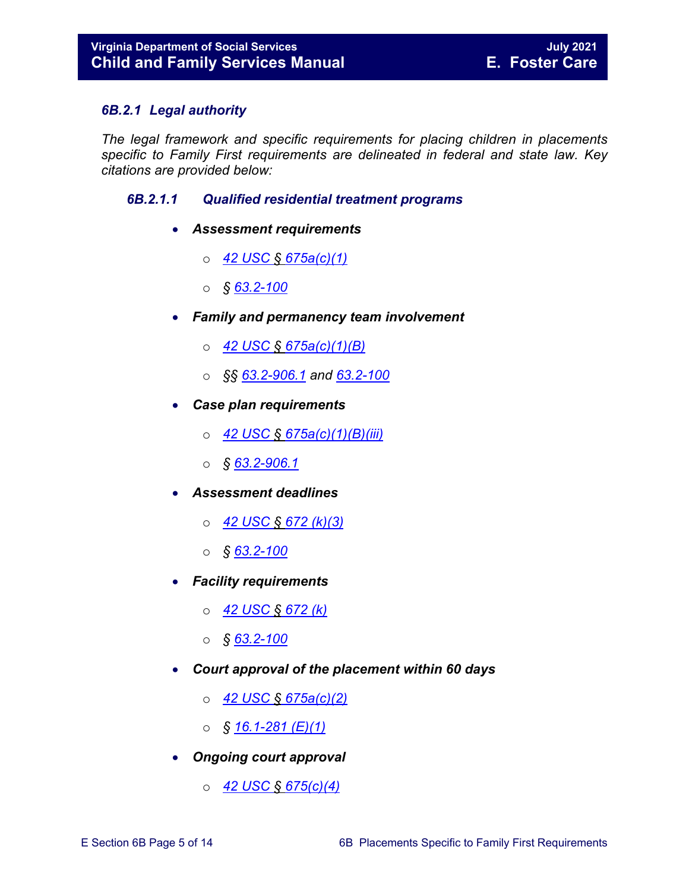### *6B.2.1 Legal authority*

*The legal framework and specific requirements for placing children in placements specific to Family First requirements are delineated in federal and state law. Key citations are provided below:*

#### *6B.2.1.1 Qualified residential treatment programs*

- ***Assessment requirements***
  - *42 USC § 675a(c)(1)*
  - *§ 63.2-100*
- ***Family and permanency team involvement***
  - *42 USC § 675a(c)(1)(B)*
  - *§§ 63.2-906.1 and 63.2-100*
- ***Case plan requirements***
  - *42 USC § 675a(c)(1)(B)(iii)*
  - *§ 63.2-906.1*
- ***Assessment deadlines***
  - *42 USC § 672 (k)(3)*
  - *§ 63.2-100*
- ***Facility requirements***
  - *42 USC § 672 (k)*
  - *§ 63.2-100*
- ***Court approval of the placement within 60 days***
  - *42 USC § 675a(c)(2)*
  - *§ 16.1-281 (E)(1)*
- ***Ongoing court approval***
  - *42 USC § 675(c)(4)*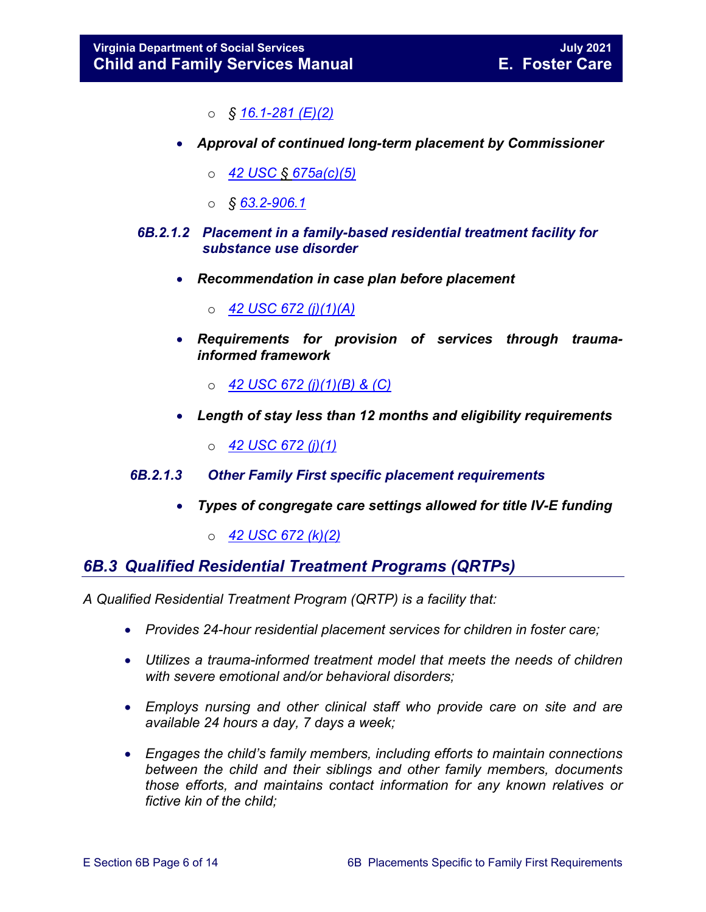- *§ 16.1-281 (E)(2)*

- ***Approval of continued long-term placement by Commissioner***
  - *42 USC § 675a(c)(5)*
  - *§ 63.2-906.1*

#### *6B.2.1.2 Placement in a family-based residential treatment facility for substance use disorder*

- ***Recommendation in case plan before placement***
  - *42 USC 672 (j)(1)(A)*
- ***Requirements for provision of services through trauma-informed framework***
  - *42 USC 672 (j)(1)(B) & (C)*
- ***Length of stay less than 12 months and eligibility requirements***
  - *42 USC 672 (j)(1)*

#### *6B.2.1.3 Other Family First specific placement requirements*

- ***Types of congregate care settings allowed for title IV-E funding***
  - *42 USC 672 (k)(2)*

## *6B.3 Qualified Residential Treatment Programs (QRTPs)*

*A Qualified Residential Treatment Program (QRTP) is a facility that:*

- *Provides 24-hour residential placement services for children in foster care;*
- *Utilizes a trauma-informed treatment model that meets the needs of children with severe emotional and/or behavioral disorders;*
- *Employs nursing and other clinical staff who provide care on site and are available 24 hours a day, 7 days a week;*
- *Engages the child's family members, including efforts to maintain connections between the child and their siblings and other family members, documents those efforts, and maintains contact information for any known relatives or fictive kin of the child;*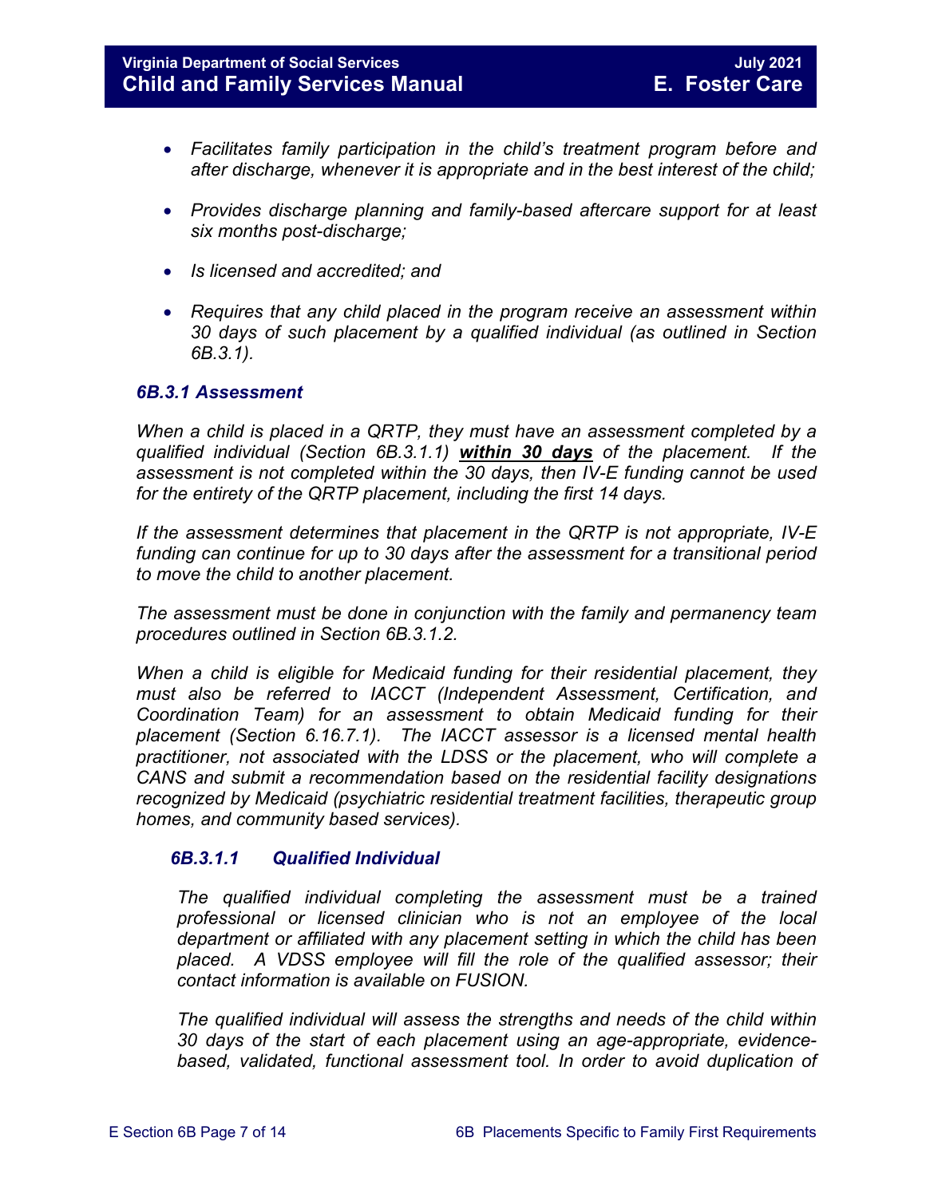- *Facilitates family participation in the child's treatment program before and after discharge, whenever it is appropriate and in the best interest of the child;*

- *Provides discharge planning and family-based aftercare support for at least six months post-discharge;*

- *Is licensed and accredited; and*

- *Requires that any child placed in the program receive an assessment within 30 days of such placement by a qualified individual (as outlined in Section 6B.3.1).*

### *6B.3.1 Assessment*

*When a child is placed in a QRTP, they must have an assessment completed by a qualified individual (Section 6B.3.1.1)* ***within 30 days*** *of the placement. If the assessment is not completed within the 30 days, then IV-E funding cannot be used for the entirety of the QRTP placement, including the first 14 days.*

*If the assessment determines that placement in the QRTP is not appropriate, IV-E funding can continue for up to 30 days after the assessment for a transitional period to move the child to another placement.*

*The assessment must be done in conjunction with the family and permanency team procedures outlined in Section 6B.3.1.2.*

*When a child is eligible for Medicaid funding for their residential placement, they must also be referred to IACCT (Independent Assessment, Certification, and Coordination Team) for an assessment to obtain Medicaid funding for their placement (Section 6.16.7.1). The IACCT assessor is a licensed mental health practitioner, not associated with the LDSS or the placement, who will complete a CANS and submit a recommendation based on the residential facility designations recognized by Medicaid (psychiatric residential treatment facilities, therapeutic group homes, and community based services).*

#### *6B.3.1.1 Qualified Individual*

*The qualified individual completing the assessment must be a trained professional or licensed clinician who is not an employee of the local department or affiliated with any placement setting in which the child has been placed. A VDSS employee will fill the role of the qualified assessor; their contact information is available on FUSION.*

*The qualified individual will assess the strengths and needs of the child within 30 days of the start of each placement using an age-appropriate, evidence-based, validated, functional assessment tool. In order to avoid duplication of*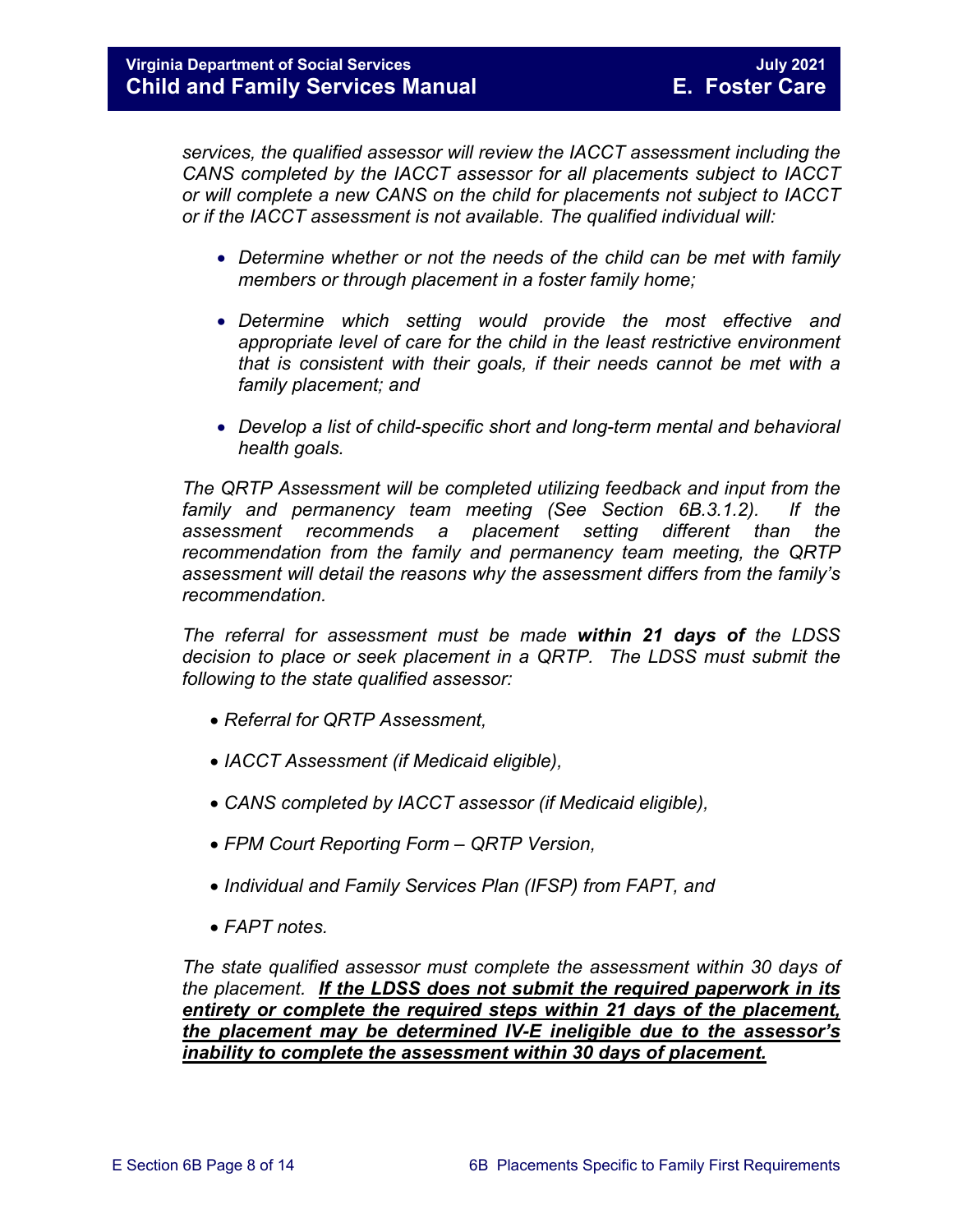*services, the qualified assessor will review the IACCT assessment including the CANS completed by the IACCT assessor for all placements subject to IACCT or will complete a new CANS on the child for placements not subject to IACCT or if the IACCT assessment is not available. The qualified individual will:*

- *Determine whether or not the needs of the child can be met with family members or through placement in a foster family home;*
- *Determine which setting would provide the most effective and appropriate level of care for the child in the least restrictive environment that is consistent with their goals, if their needs cannot be met with a family placement; and*
- *Develop a list of child-specific short and long-term mental and behavioral health goals.*

*The QRTP Assessment will be completed utilizing feedback and input from the family and permanency team meeting (See Section 6B.3.1.2). If the assessment recommends a placement setting different than the recommendation from the family and permanency team meeting, the QRTP assessment will detail the reasons why the assessment differs from the family's recommendation.*

*The referral for assessment must be made* ***within 21 days of*** *the LDSS decision to place or seek placement in a QRTP. The LDSS must submit the following to the state qualified assessor:*

- *Referral for QRTP Assessment,*
- *IACCT Assessment (if Medicaid eligible),*
- *CANS completed by IACCT assessor (if Medicaid eligible),*
- *FPM Court Reporting Form – QRTP Version,*
- *Individual and Family Services Plan (IFSP) from FAPT, and*
- *FAPT notes.*

*The state qualified assessor must complete the assessment within 30 days of the placement.* ***<u>If the LDSS does not submit the required paperwork in its entirety or complete the required steps within 21 days of the placement, the placement may be determined IV-E ineligible due to the assessor's inability to complete the assessment within 30 days of placement.</u>***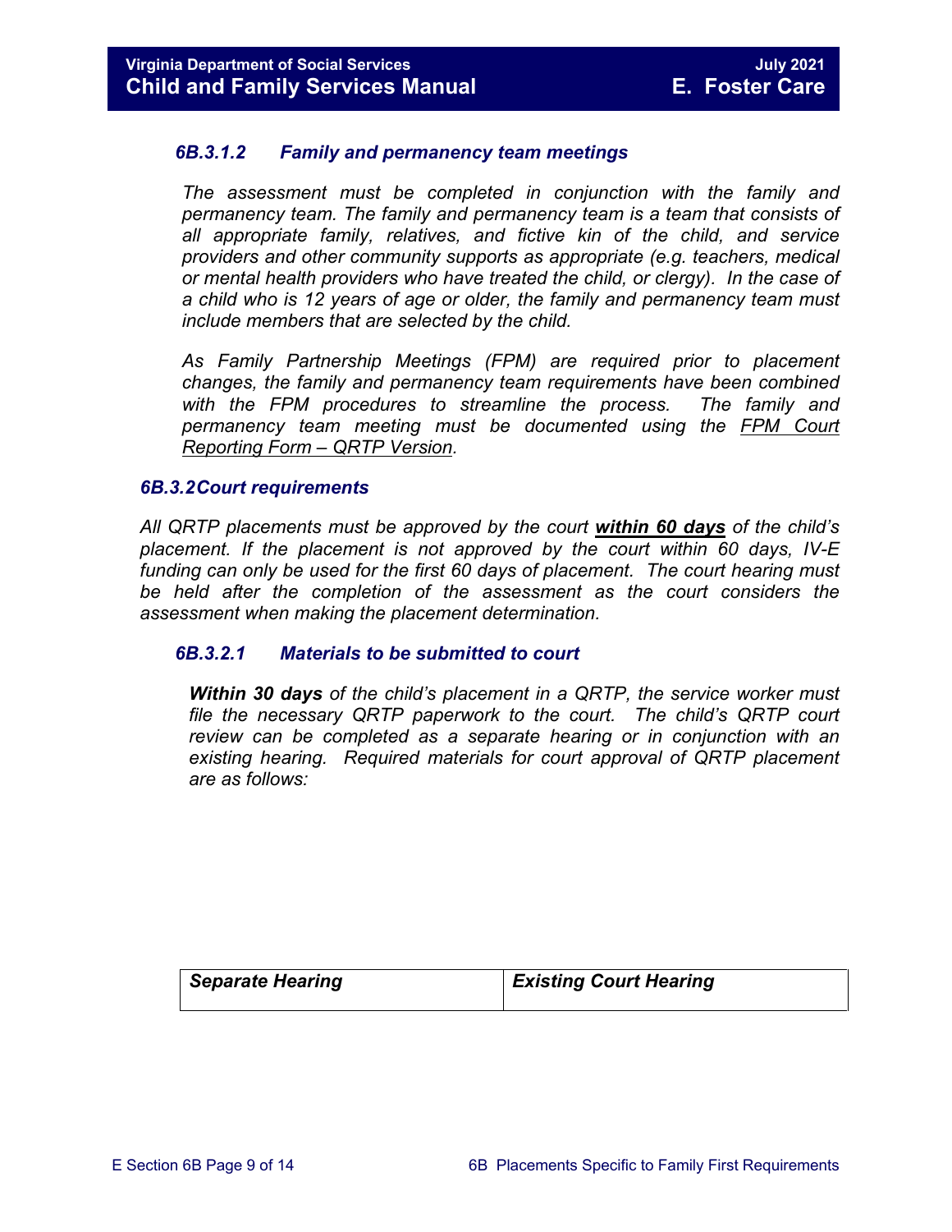#### *6B.3.1.2 Family and permanency team meetings*

*The assessment must be completed in conjunction with the family and permanency team. The family and permanency team is a team that consists of all appropriate family, relatives, and fictive kin of the child, and service providers and other community supports as appropriate (e.g. teachers, medical or mental health providers who have treated the child, or clergy). In the case of a child who is 12 years of age or older, the family and permanency team must include members that are selected by the child.*

*As Family Partnership Meetings (FPM) are required prior to placement changes, the family and permanency team requirements have been combined with the FPM procedures to streamline the process. The family and permanency team meeting must be documented using the FPM Court Reporting Form – QRTP Version.*

### *6B.3.2 Court requirements*

*All QRTP placements must be approved by the court* ***within 60 days*** *of the child's placement. If the placement is not approved by the court within 60 days, IV-E funding can only be used for the first 60 days of placement. The court hearing must be held after the completion of the assessment as the court considers the assessment when making the placement determination.*

#### *6B.3.2.1 Materials to be submitted to court*

***Within 30 days*** *of the child's placement in a QRTP, the service worker must file the necessary QRTP paperwork to the court. The child's QRTP court review can be completed as a separate hearing or in conjunction with an existing hearing. Required materials for court approval of QRTP placement are as follows:*

| *Separate Hearing* | *Existing Court Hearing* |
| --- | --- |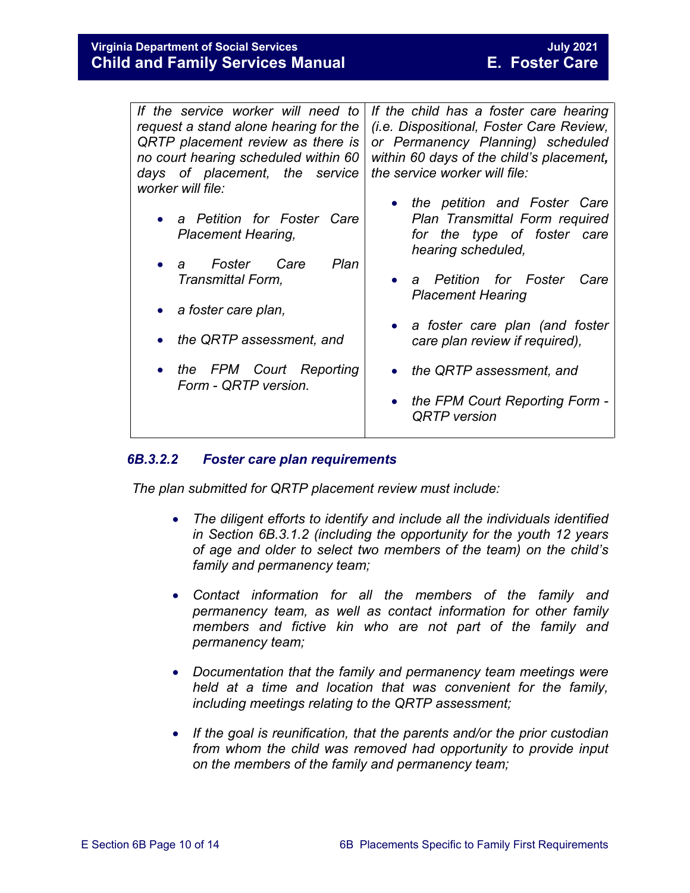| *If the service worker will need to request a stand alone hearing for the QRTP placement review as there is no court hearing scheduled within 60 days of placement, the service worker will file:* | *If the child has a foster care hearing (i.e. Dispositional, Foster Care Review, or Permanency Planning) scheduled within 60 days of the child's placement, the service worker will file:* |
|---|---|
| • *a Petition for Foster Care Placement Hearing,*<br>• *a Foster Care Plan Transmittal Form,*<br>• *a foster care plan,*<br>• *the QRTP assessment, and*<br>• *the FPM Court Reporting Form - QRTP version.* | • *the petition and Foster Care Plan Transmittal Form required for the type of foster care hearing scheduled,*<br>• *a Petition for Foster Care Placement Hearing*<br>• *a foster care plan (and foster care plan review if required),*<br>• *the QRTP assessment, and*<br>• *the FPM Court Reporting Form - QRTP version* |

### *6B.3.2.2 Foster care plan requirements*

*The plan submitted for QRTP placement review must include:*

- *The diligent efforts to identify and include all the individuals identified in Section 6B.3.1.2 (including the opportunity for the youth 12 years of age and older to select two members of the team) on the child's family and permanency team;*
- *Contact information for all the members of the family and permanency team, as well as contact information for other family members and fictive kin who are not part of the family and permanency team;*
- *Documentation that the family and permanency team meetings were held at a time and location that was convenient for the family, including meetings relating to the QRTP assessment;*
- *If the goal is reunification, that the parents and/or the prior custodian from whom the child was removed had opportunity to provide input on the members of the family and permanency team;*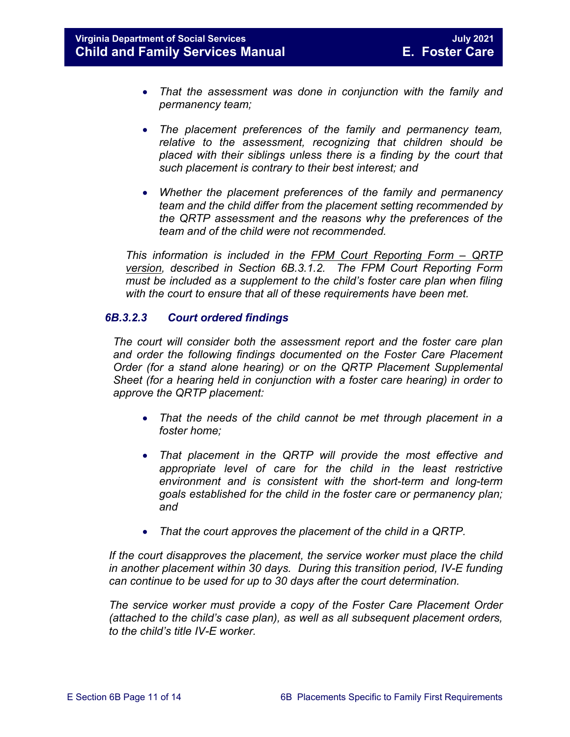- *That the assessment was done in conjunction with the family and permanency team;*

- *The placement preferences of the family and permanency team, relative to the assessment, recognizing that children should be placed with their siblings unless there is a finding by the court that such placement is contrary to their best interest; and*

- *Whether the placement preferences of the family and permanency team and the child differ from the placement setting recommended by the QRTP assessment and the reasons why the preferences of the team and of the child were not recommended.*

*This information is included in the FPM Court Reporting Form – QRTP version, described in Section 6B.3.1.2. The FPM Court Reporting Form must be included as a supplement to the child's foster care plan when filing with the court to ensure that all of these requirements have been met.*

### *6B.3.2.3 Court ordered findings*

*The court will consider both the assessment report and the foster care plan and order the following findings documented on the Foster Care Placement Order (for a stand alone hearing) or on the QRTP Placement Supplemental Sheet (for a hearing held in conjunction with a foster care hearing) in order to approve the QRTP placement:*

- *That the needs of the child cannot be met through placement in a foster home;*

- *That placement in the QRTP will provide the most effective and appropriate level of care for the child in the least restrictive environment and is consistent with the short-term and long-term goals established for the child in the foster care or permanency plan; and*

- *That the court approves the placement of the child in a QRTP.*

*If the court disapproves the placement, the service worker must place the child in another placement within 30 days. During this transition period, IV-E funding can continue to be used for up to 30 days after the court determination.*

*The service worker must provide a copy of the Foster Care Placement Order (attached to the child's case plan), as well as all subsequent placement orders, to the child's title IV-E worker.*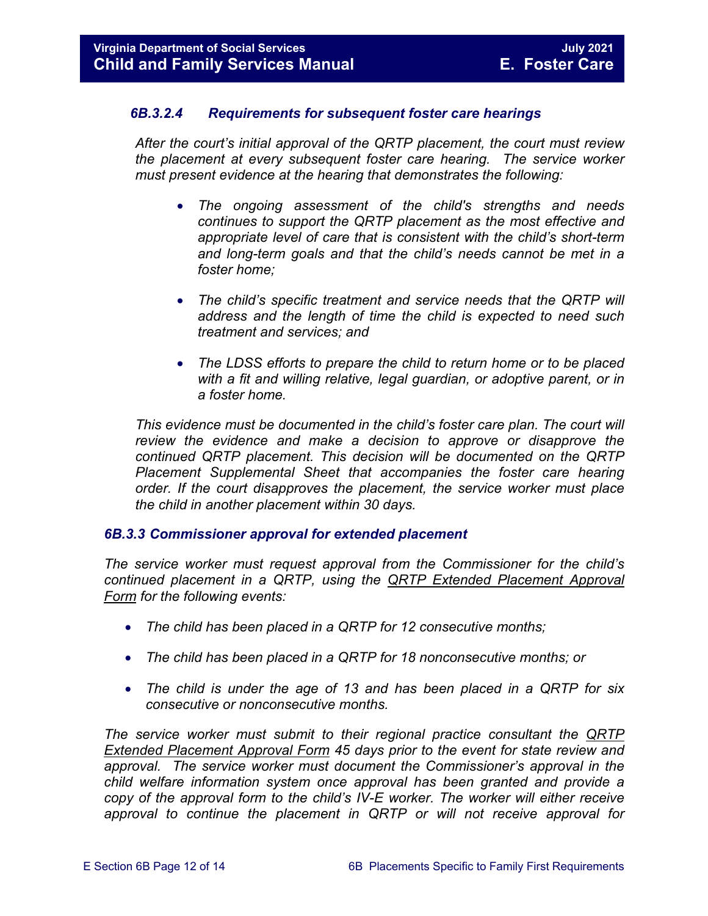#### *6B.3.2.4 Requirements for subsequent foster care hearings*

*After the court's initial approval of the QRTP placement, the court must review the placement at every subsequent foster care hearing. The service worker must present evidence at the hearing that demonstrates the following:*

- *The ongoing assessment of the child's strengths and needs continues to support the QRTP placement as the most effective and appropriate level of care that is consistent with the child's short-term and long-term goals and that the child's needs cannot be met in a foster home;*

- *The child's specific treatment and service needs that the QRTP will address and the length of time the child is expected to need such treatment and services; and*

- *The LDSS efforts to prepare the child to return home or to be placed with a fit and willing relative, legal guardian, or adoptive parent, or in a foster home.*

*This evidence must be documented in the child's foster care plan. The court will review the evidence and make a decision to approve or disapprove the continued QRTP placement. This decision will be documented on the QRTP Placement Supplemental Sheet that accompanies the foster care hearing order. If the court disapproves the placement, the service worker must place the child in another placement within 30 days.*

### *6B.3.3 Commissioner approval for extended placement*

*The service worker must request approval from the Commissioner for the child's continued placement in a QRTP, using the QRTP Extended Placement Approval Form for the following events:*

- *The child has been placed in a QRTP for 12 consecutive months;*

- *The child has been placed in a QRTP for 18 nonconsecutive months; or*

- *The child is under the age of 13 and has been placed in a QRTP for six consecutive or nonconsecutive months.*

*The service worker must submit to their regional practice consultant the QRTP Extended Placement Approval Form 45 days prior to the event for state review and approval. The service worker must document the Commissioner's approval in the child welfare information system once approval has been granted and provide a copy of the approval form to the child's IV-E worker. The worker will either receive approval to continue the placement in QRTP or will not receive approval for*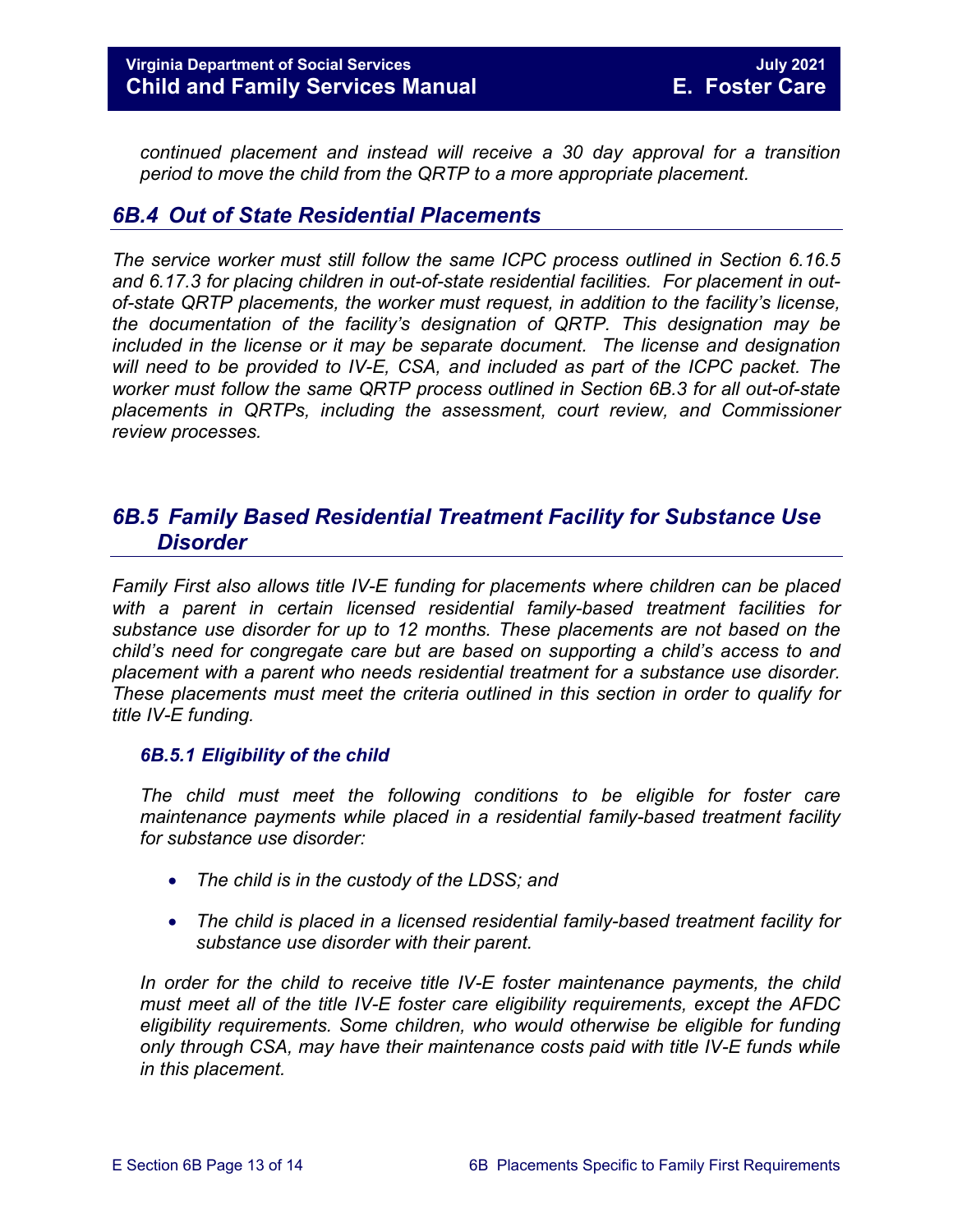*continued placement and instead will receive a 30 day approval for a transition period to move the child from the QRTP to a more appropriate placement.*

## *6B.4 Out of State Residential Placements*

*The service worker must still follow the same ICPC process outlined in Section 6.16.5 and 6.17.3 for placing children in out-of-state residential facilities. For placement in out-of-state QRTP placements, the worker must request, in addition to the facility's license, the documentation of the facility's designation of QRTP. This designation may be included in the license or it may be separate document. The license and designation will need to be provided to IV-E, CSA, and included as part of the ICPC packet. The worker must follow the same QRTP process outlined in Section 6B.3 for all out-of-state placements in QRTPs, including the assessment, court review, and Commissioner review processes.*

## *6B.5 Family Based Residential Treatment Facility for Substance Use Disorder*

*Family First also allows title IV-E funding for placements where children can be placed with a parent in certain licensed residential family-based treatment facilities for substance use disorder for up to 12 months. These placements are not based on the child's need for congregate care but are based on supporting a child's access to and placement with a parent who needs residential treatment for a substance use disorder. These placements must meet the criteria outlined in this section in order to qualify for title IV-E funding.*

### *6B.5.1 Eligibility of the child*

*The child must meet the following conditions to be eligible for foster care maintenance payments while placed in a residential family-based treatment facility for substance use disorder:*

- *The child is in the custody of the LDSS; and*
- *The child is placed in a licensed residential family-based treatment facility for substance use disorder with their parent.*

*In order for the child to receive title IV-E foster maintenance payments, the child must meet all of the title IV-E foster care eligibility requirements, except the AFDC eligibility requirements. Some children, who would otherwise be eligible for funding only through CSA, may have their maintenance costs paid with title IV-E funds while in this placement.*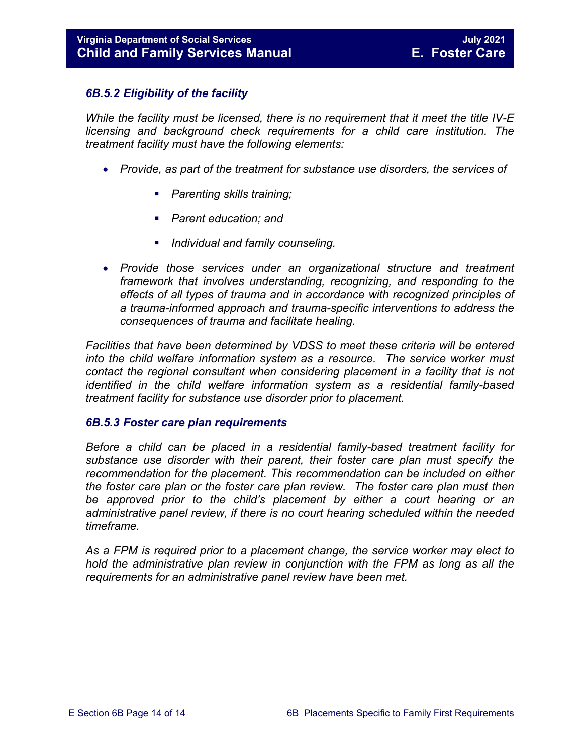### *6B.5.2 Eligibility of the facility*

*While the facility must be licensed, there is no requirement that it meet the title IV-E licensing and background check requirements for a child care institution. The treatment facility must have the following elements:*

- *Provide, as part of the treatment for substance use disorders, the services of*
    - *Parenting skills training;*
    - *Parent education; and*
    - *Individual and family counseling.*
- *Provide those services under an organizational structure and treatment framework that involves understanding, recognizing, and responding to the effects of all types of trauma and in accordance with recognized principles of a trauma-informed approach and trauma-specific interventions to address the consequences of trauma and facilitate healing.*

*Facilities that have been determined by VDSS to meet these criteria will be entered into the child welfare information system as a resource. The service worker must contact the regional consultant when considering placement in a facility that is not identified in the child welfare information system as a residential family-based treatment facility for substance use disorder prior to placement.*

### *6B.5.3 Foster care plan requirements*

*Before a child can be placed in a residential family-based treatment facility for substance use disorder with their parent, their foster care plan must specify the recommendation for the placement. This recommendation can be included on either the foster care plan or the foster care plan review. The foster care plan must then be approved prior to the child's placement by either a court hearing or an administrative panel review, if there is no court hearing scheduled within the needed timeframe.*

*As a FPM is required prior to a placement change, the service worker may elect to hold the administrative plan review in conjunction with the FPM as long as all the requirements for an administrative panel review have been met.*